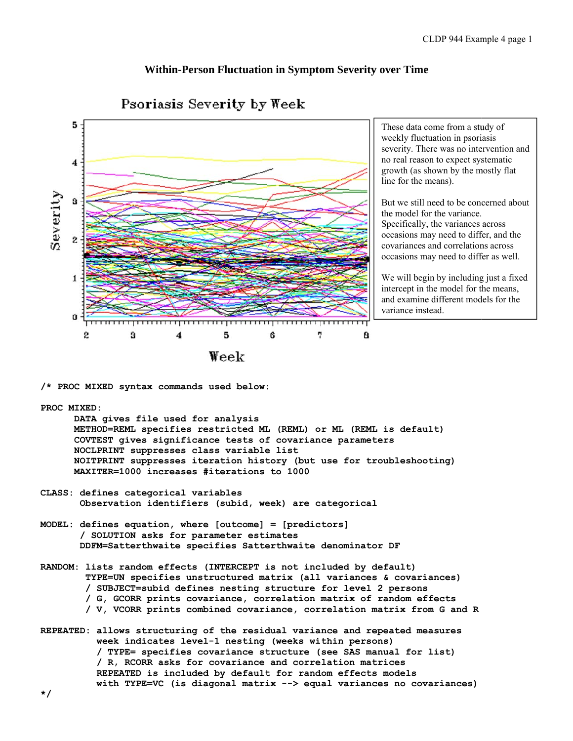# Within-Person Fluctuation in Symptom Severity over Time

Psoriasis Severity by Week

Severity

0
1
2
3
4
5

Week

2
3
4
5
6
7
8

These data come from a study of weekly fluctuation in psoriasis severity. There was no intervention and no real reason to expect systematic growth (as shown by the mostly flat line for the means).

But we still need to be concerned about the model for the variance. Specifically, the variances across occasions may need to differ, and the covariances and correlations across occasions may need to differ as well.

We will begin by including just a fixed intercept in the model for the means, and examine different models for the variance instead.

```
/* PROC MIXED syntax commands used below:

PROC MIXED:
      DATA gives file used for analysis
      METHOD=REML specifies restricted ML (REML) or ML (REML is default)
      COVTEST gives significance tests of covariance parameters
      NOCLPRINT suppresses class variable list
      NOITPRINT suppresses iteration history (but use for troubleshooting)
      MAXITER=1000 increases #iterations to 1000

CLASS: defines categorical variables
       Observation identifiers (subid, week) are categorical

MODEL: defines equation, where [outcome] = [predictors]
       / SOLUTION asks for parameter estimates
       DDFM=Satterthwaite specifies Satterthwaite denominator DF

RANDOM: lists random effects (INTERCEPT is not included by default)
        TYPE=UN specifies unstructured matrix (all variances & covariances)
        / SUBJECT=subid defines nesting structure for level 2 persons
        / G, GCORR prints covariance, correlation matrix of random effects
        / V, VCORR prints combined covariance, correlation matrix from G and R

REPEATED: allows structuring of the residual variance and repeated measures
          week indicates level-1 nesting (weeks within persons)
          / TYPE= specifies covariance structure (see SAS manual for list)
          / R, RCORR asks for covariance and correlation matrices
          REPEATED is included by default for random effects models
          with TYPE=VC (is diagonal matrix --> equal variances no covariances)
*/
```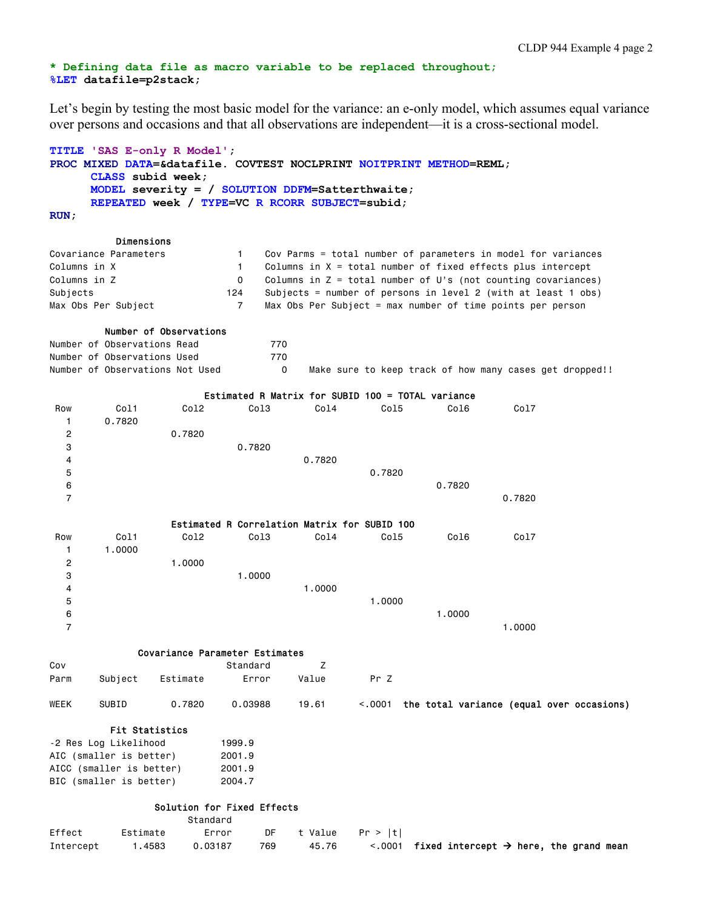```
* Defining data file as macro variable to be replaced throughout;
%LET datafile=p2stack;
```

Let's begin by testing the most basic model for the variance: an e-only model, which assumes equal variance over persons and occasions and that all observations are independent—it is a cross-sectional model.

```
TITLE 'SAS E-only R Model';
PROC MIXED DATA=&datafile. COVTEST NOCLPRINT NOITPRINT METHOD=REML;
      CLASS subid week;
      MODEL severity = / SOLUTION DDFM=Satterthwaite;
      REPEATED week / TYPE=VC R RCORR SUBJECT=subid;
RUN;
```

```
          Dimensions
Covariance Parameters            1    Cov Parms = total number of parameters in model for variances
Columns in X                     1    Columns in X = total number of fixed effects plus intercept
Columns in Z                     0    Columns in Z = total number of U's (not counting covariances)
Subjects                       124    Subjects = number of persons in level 2 (with at least 1 obs)
Max Obs Per Subject              7    Max Obs Per Subject = max number of time points per person

         Number of Observations
Number of Observations Read           770
Number of Observations Used           770
Number of Observations Not Used         0    Make sure to keep track of how many cases get dropped!!

                     Estimated R Matrix for SUBID 100 = TOTAL variance
 Row       Col1       Col2       Col3       Col4       Col5       Col6       Col7
   1     0.7820
   2                0.7820
   3                           0.7820
   4                                      0.7820
   5                                                 0.7820
   6                                                            0.7820
   7                                                                       0.7820

                  Estimated R Correlation Matrix for SUBID 100
 Row       Col1       Col2       Col3       Col4       Col5       Col6       Col7
   1     1.0000
   2                1.0000
   3                           1.0000
   4                                      1.0000
   5                                                 1.0000
   6                                                            1.0000
   7                                                                       1.0000

              Covariance Parameter Estimates
Cov                          Standard        Z
Parm      Subject  Estimate     Error    Value       Pr Z

WEEK      SUBID      0.7820   0.03988    19.61     <.0001  the total variance (equal over occasions)

          Fit Statistics
-2 Res Log Likelihood         1999.9
AIC (smaller is better)       2001.9
AICC (smaller is better)      2001.9
BIC (smaller is better)       2004.7

                  Solution for Fixed Effects
                          Standard
Effect       Estimate        Error      DF    t Value    Pr > |t|
Intercept      1.4583      0.03187     769      45.76      <.0001  fixed intercept → here, the grand mean
```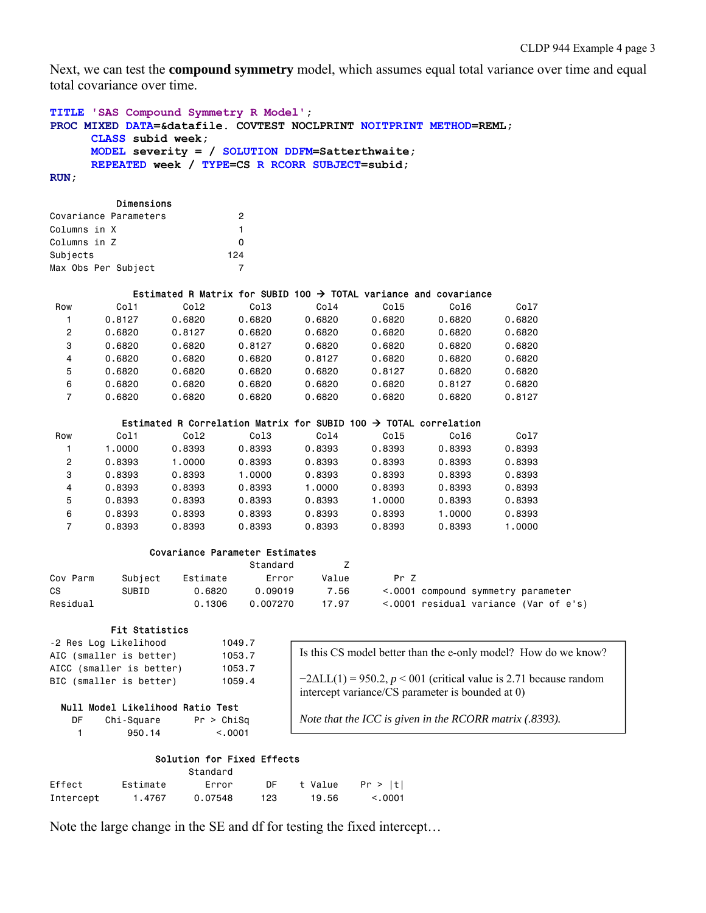Next, we can test the **compound symmetry** model, which assumes equal total variance over time and equal total covariance over time.

```
TITLE 'SAS Compound Symmetry R Model';
PROC MIXED DATA=&datafile. COVTEST NOCLPRINT NOITPRINT METHOD=REML;
      CLASS subid week;
      MODEL severity = / SOLUTION DDFM=Satterthwaite;
      REPEATED week / TYPE=CS R RCORR SUBJECT=subid;
RUN;
```

```
            Dimensions
Covariance Parameters             2
Columns in X                      1
Columns in Z                      0
Subjects                        124
Max Obs Per Subject               7
```

Estimated R Matrix for SUBID 100 → TOTAL variance and covariance

| Row | Col1 | Col2 | Col3 | Col4 | Col5 | Col6 | Col7 |
|---|---|---|---|---|---|---|---|
| 1 | 0.8127 | 0.6820 | 0.6820 | 0.6820 | 0.6820 | 0.6820 | 0.6820 |
| 2 | 0.6820 | 0.8127 | 0.6820 | 0.6820 | 0.6820 | 0.6820 | 0.6820 |
| 3 | 0.6820 | 0.6820 | 0.8127 | 0.6820 | 0.6820 | 0.6820 | 0.6820 |
| 4 | 0.6820 | 0.6820 | 0.6820 | 0.8127 | 0.6820 | 0.6820 | 0.6820 |
| 5 | 0.6820 | 0.6820 | 0.6820 | 0.6820 | 0.8127 | 0.6820 | 0.6820 |
| 6 | 0.6820 | 0.6820 | 0.6820 | 0.6820 | 0.6820 | 0.8127 | 0.6820 |
| 7 | 0.6820 | 0.6820 | 0.6820 | 0.6820 | 0.6820 | 0.6820 | 0.8127 |

Estimated R Correlation Matrix for SUBID 100 → TOTAL correlation

| Row | Col1 | Col2 | Col3 | Col4 | Col5 | Col6 | Col7 |
|---|---|---|---|---|---|---|---|
| 1 | 1.0000 | 0.8393 | 0.8393 | 0.8393 | 0.8393 | 0.8393 | 0.8393 |
| 2 | 0.8393 | 1.0000 | 0.8393 | 0.8393 | 0.8393 | 0.8393 | 0.8393 |
| 3 | 0.8393 | 0.8393 | 1.0000 | 0.8393 | 0.8393 | 0.8393 | 0.8393 |
| 4 | 0.8393 | 0.8393 | 0.8393 | 1.0000 | 0.8393 | 0.8393 | 0.8393 |
| 5 | 0.8393 | 0.8393 | 0.8393 | 0.8393 | 1.0000 | 0.8393 | 0.8393 |
| 6 | 0.8393 | 0.8393 | 0.8393 | 0.8393 | 0.8393 | 1.0000 | 0.8393 |
| 7 | 0.8393 | 0.8393 | 0.8393 | 0.8393 | 0.8393 | 0.8393 | 1.0000 |

Covariance Parameter Estimates

| Cov Parm | Subject | Estimate | Standard Error | Z Value | Pr Z | |
|---|---|---|---|---|---|---|
| CS | SUBID | 0.6820 | 0.09019 | 7.56 | <.0001 | compound symmetry parameter |
| Residual | | 0.1306 | 0.007270 | 17.97 | <.0001 | residual variance (Var of e's) |

```
          Fit Statistics
-2 Res Log Likelihood          1049.7
AIC (smaller is better)        1053.7
AICC (smaller is better)       1053.7
BIC (smaller is better)        1059.4

  Null Model Likelihood Ratio Test
    DF     Chi-Square     Pr > ChiSq
     1         950.14         <.0001
```

Is this CS model better than the e-only model? How do we know?

$-2\Delta LL(1) = 950.2$, $p < 001$ (critical value is 2.71 because random intercept variance/CS parameter is bounded at 0)

*Note that the ICC is given in the RCORR matrix (.8393).*

Solution for Fixed Effects

| Effect | Estimate | Standard Error | DF | t Value | Pr > \|t\| |
|---|---|---|---|---|---|
| Intercept | 1.4767 | 0.07548 | 123 | 19.56 | <.0001 |

Note the large change in the SE and df for testing the fixed intercept…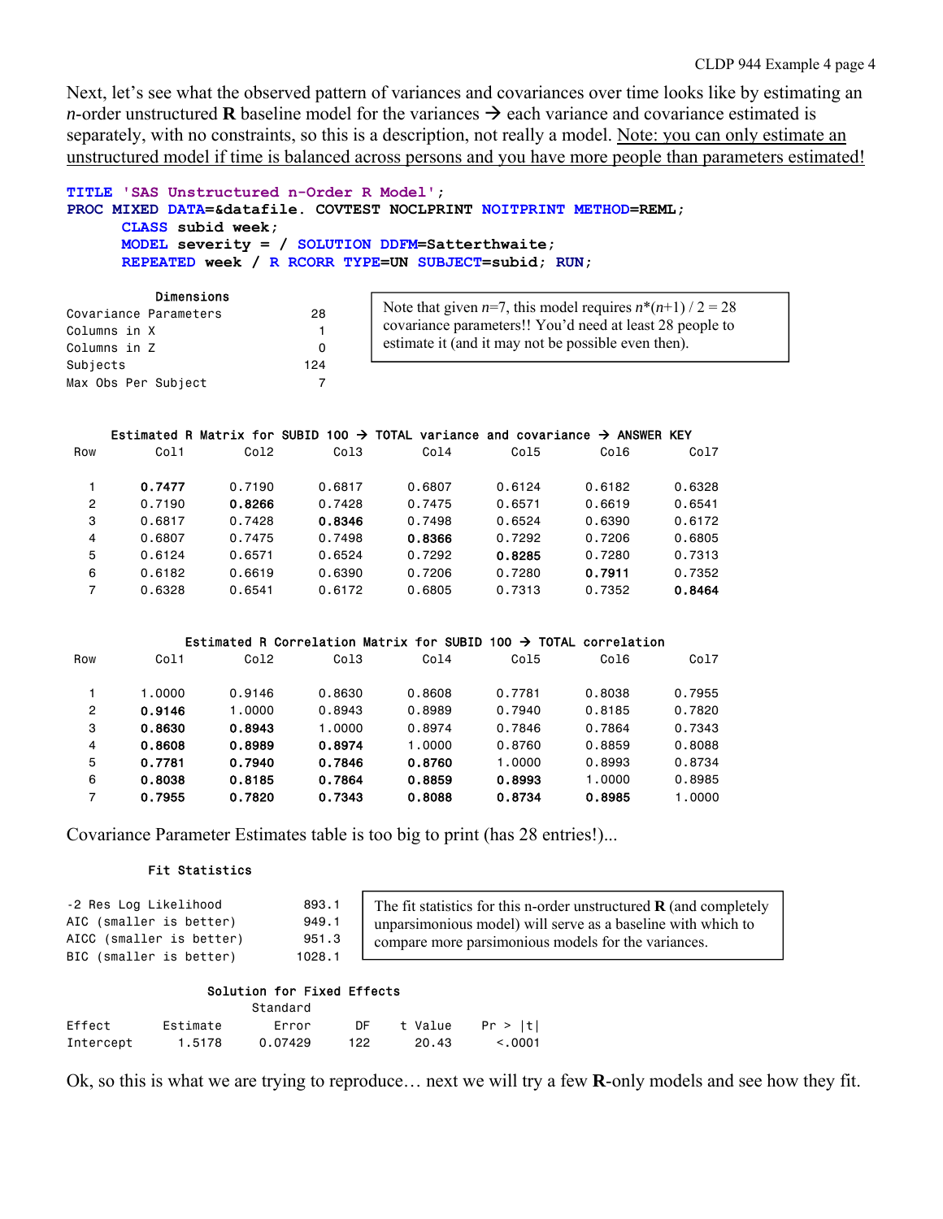Next, let's see what the observed pattern of variances and covariances over time looks like by estimating an *n*-order unstructured **R** baseline model for the variances → each variance and covariance estimated is separately, with no constraints, so this is a description, not really a model. <u>Note: you can only estimate an unstructured model if time is balanced across persons and you have more people than parameters estimated!</u>

```
TITLE 'SAS Unstructured n-Order R Model';
PROC MIXED DATA=&datafile. COVTEST NOCLPRINT NOITPRINT METHOD=REML;
      CLASS subid week;
      MODEL severity = / SOLUTION DDFM=Satterthwaite;
      REPEATED week / R RCORR TYPE=UN SUBJECT=subid; RUN;
```

**Dimensions**

| | |
|---|---|
| Covariance Parameters | 28 |
| Columns in X | 1 |
| Columns in Z | 0 |
| Subjects | 124 |
| Max Obs Per Subject | 7 |

> Note that given $n$=7, this model requires $n*(n+1) / 2 = 28$ covariance parameters!! You'd need at least 28 people to estimate it (and it may not be possible even then).

**Estimated R Matrix for SUBID 100 → TOTAL variance and covariance → ANSWER KEY**

| Row | Col1 | Col2 | Col3 | Col4 | Col5 | Col6 | Col7 |
|---|---|---|---|---|---|---|---|
| 1 | **0.7477** | 0.7190 | 0.6817 | 0.6807 | 0.6124 | 0.6182 | 0.6328 |
| 2 | 0.7190 | **0.8266** | 0.7428 | 0.7475 | 0.6571 | 0.6619 | 0.6541 |
| 3 | 0.6817 | 0.7428 | **0.8346** | 0.7498 | 0.6524 | 0.6390 | 0.6172 |
| 4 | 0.6807 | 0.7475 | 0.7498 | **0.8366** | 0.7292 | 0.7206 | 0.6805 |
| 5 | 0.6124 | 0.6571 | 0.6524 | 0.7292 | **0.8285** | 0.7280 | 0.7313 |
| 6 | 0.6182 | 0.6619 | 0.6390 | 0.7206 | 0.7280 | **0.7911** | 0.7352 |
| 7 | 0.6328 | 0.6541 | 0.6172 | 0.6805 | 0.7313 | 0.7352 | **0.8464** |

**Estimated R Correlation Matrix for SUBID 100 → TOTAL correlation**

| Row | Col1 | Col2 | Col3 | Col4 | Col5 | Col6 | Col7 |
|---|---|---|---|---|---|---|---|
| 1 | 1.0000 | 0.9146 | 0.8630 | 0.8608 | 0.7781 | 0.8038 | 0.7955 |
| 2 | **0.9146** | 1.0000 | 0.8943 | 0.8989 | 0.7940 | 0.8185 | 0.7820 |
| 3 | **0.8630** | **0.8943** | 1.0000 | 0.8974 | 0.7846 | 0.7864 | 0.7343 |
| 4 | **0.8608** | **0.8989** | **0.8974** | 1.0000 | 0.8760 | 0.8859 | 0.8088 |
| 5 | **0.7781** | **0.7940** | **0.7846** | **0.8760** | 1.0000 | 0.8993 | 0.8734 |
| 6 | **0.8038** | **0.8185** | **0.7864** | **0.8859** | **0.8993** | 1.0000 | 0.8985 |
| 7 | **0.7955** | **0.7820** | **0.7343** | **0.8088** | **0.8734** | **0.8985** | 1.0000 |

Covariance Parameter Estimates table is too big to print (has 28 entries!)...

**Fit Statistics**

| | |
|---|---|
| -2 Res Log Likelihood | 893.1 |
| AIC (smaller is better) | 949.1 |
| AICC (smaller is better) | 951.3 |
| BIC (smaller is better) | 1028.1 |

> The fit statistics for this n-order unstructured **R** (and completely unparsimonious model) will serve as a baseline with which to compare more parsimonious models for the variances.

**Solution for Fixed Effects**

| Effect | Estimate | Standard Error | DF | t Value | Pr > \|t\| |
|---|---|---|---|---|---|
| Intercept | 1.5178 | 0.07429 | 122 | 20.43 | <.0001 |

Ok, so this is what we are trying to reproduce… next we will try a few **R**-only models and see how they fit.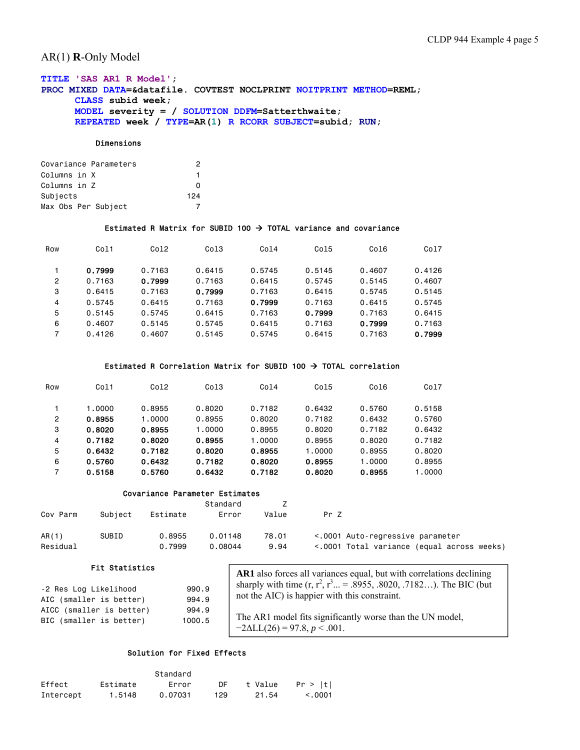## AR(1) **R**-Only Model

```
TITLE 'SAS AR1 R Model';
PROC MIXED DATA=&datafile. COVTEST NOCLPRINT NOITPRINT METHOD=REML;
      CLASS subid week;
      MODEL severity = / SOLUTION DDFM=Satterthwaite;
      REPEATED week / TYPE=AR(1) R RCORR SUBJECT=subid; RUN;
```

**Dimensions**

| | |
|---|---|
| Covariance Parameters | 2 |
| Columns in X | 1 |
| Columns in Z | 0 |
| Subjects | 124 |
| Max Obs Per Subject | 7 |

**Estimated R Matrix for SUBID 100 → TOTAL variance and covariance**

| Row | Col1 | Col2 | Col3 | Col4 | Col5 | Col6 | Col7 |
|---|---|---|---|---|---|---|---|
| 1 | **0.7999** | 0.7163 | 0.6415 | 0.5745 | 0.5145 | 0.4607 | 0.4126 |
| 2 | 0.7163 | **0.7999** | 0.7163 | 0.6415 | 0.5745 | 0.5145 | 0.4607 |
| 3 | 0.6415 | 0.7163 | **0.7999** | 0.7163 | 0.6415 | 0.5745 | 0.5145 |
| 4 | 0.5745 | 0.6415 | 0.7163 | **0.7999** | 0.7163 | 0.6415 | 0.5745 |
| 5 | 0.5145 | 0.5745 | 0.6415 | 0.7163 | **0.7999** | 0.7163 | 0.6415 |
| 6 | 0.4607 | 0.5145 | 0.5745 | 0.6415 | 0.7163 | **0.7999** | 0.7163 |
| 7 | 0.4126 | 0.4607 | 0.5145 | 0.5745 | 0.6415 | 0.7163 | **0.7999** |

**Estimated R Correlation Matrix for SUBID 100 → TOTAL correlation**

| Row | Col1 | Col2 | Col3 | Col4 | Col5 | Col6 | Col7 |
|---|---|---|---|---|---|---|---|
| 1 | 1.0000 | 0.8955 | 0.8020 | 0.7182 | 0.6432 | 0.5760 | 0.5158 |
| 2 | **0.8955** | 1.0000 | 0.8955 | 0.8020 | 0.7182 | 0.6432 | 0.5760 |
| 3 | **0.8020** | **0.8955** | 1.0000 | 0.8955 | 0.8020 | 0.7182 | 0.6432 |
| 4 | **0.7182** | **0.8020** | **0.8955** | 1.0000 | 0.8955 | 0.8020 | 0.7182 |
| 5 | **0.6432** | **0.7182** | **0.8020** | **0.8955** | 1.0000 | 0.8955 | 0.8020 |
| 6 | **0.5760** | **0.6432** | **0.7182** | **0.8020** | **0.8955** | 1.0000 | 0.8955 |
| 7 | **0.5158** | **0.5760** | **0.6432** | **0.7182** | **0.8020** | **0.8955** | 1.0000 |

**Covariance Parameter Estimates**

| Cov Parm | Subject | Estimate | Standard Error | Z Value | Pr Z | |
|---|---|---|---|---|---|---|
| AR(1) | SUBID | 0.8955 | 0.01148 | 78.01 | <.0001 | Auto-regressive parameter |
| Residual | | 0.7999 | 0.08044 | 9.94 | <.0001 | Total variance (equal across weeks) |

**Fit Statistics**

| | |
|---|---|
| -2 Res Log Likelihood | 990.9 |
| AIC (smaller is better) | 994.9 |
| AICC (smaller is better) | 994.9 |
| BIC (smaller is better) | 1000.5 |

**AR1** also forces all variances equal, but with correlations declining sharply with time ($r$, $r^2$, $r^3$... = .8955, .8020, .7182…). The BIC (but not the AIC) is happier with this constraint.

The AR1 model fits significantly worse than the UN model, $-2\Delta LL(26) = 97.8$, $p < .001$.

**Solution for Fixed Effects**

| Effect | Estimate | Standard Error | DF | t Value | Pr > \|t\| |
|---|---|---|---|---|---|
| Intercept | 1.5148 | 0.07031 | 129 | 21.54 | <.0001 |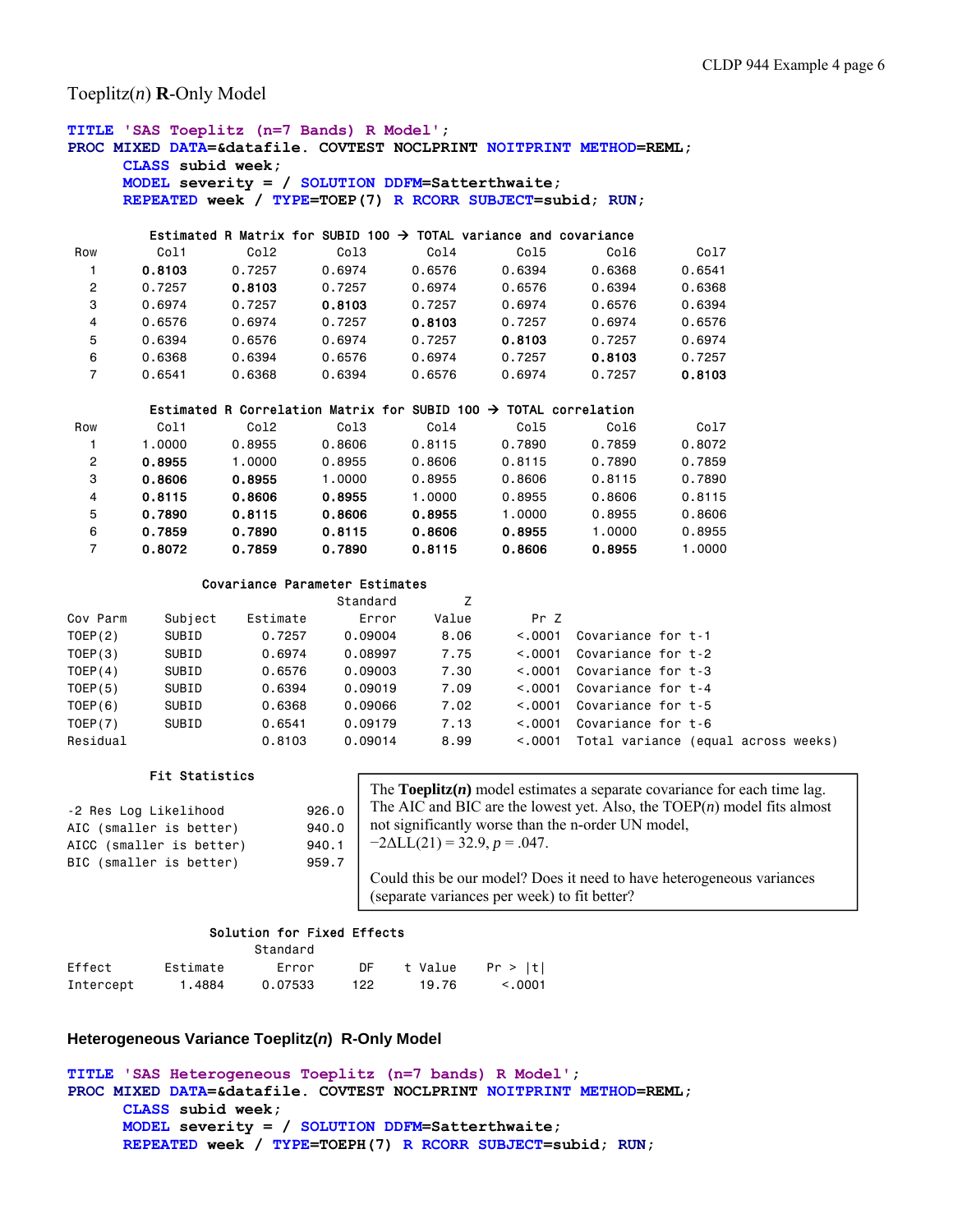## Toeplitz(*n*) **R**-Only Model

```
TITLE 'SAS Toeplitz (n=7 Bands) R Model';
PROC MIXED DATA=&datafile. COVTEST NOCLPRINT NOITPRINT METHOD=REML;
      CLASS subid week;
      MODEL severity = / SOLUTION DDFM=Satterthwaite;
      REPEATED week / TYPE=TOEP(7) R RCORR SUBJECT=subid; RUN;
```

Estimated R Matrix for SUBID 100 → TOTAL variance and covariance

| Row | Col1 | Col2 | Col3 | Col4 | Col5 | Col6 | Col7 |
|---|---|---|---|---|---|---|---|
| 1 | **0.8103** | 0.7257 | 0.6974 | 0.6576 | 0.6394 | 0.6368 | 0.6541 |
| 2 | 0.7257 | **0.8103** | 0.7257 | 0.6974 | 0.6576 | 0.6394 | 0.6368 |
| 3 | 0.6974 | 0.7257 | **0.8103** | 0.7257 | 0.6974 | 0.6576 | 0.6394 |
| 4 | 0.6576 | 0.6974 | 0.7257 | **0.8103** | 0.7257 | 0.6974 | 0.6576 |
| 5 | 0.6394 | 0.6576 | 0.6974 | 0.7257 | **0.8103** | 0.7257 | 0.6974 |
| 6 | 0.6368 | 0.6394 | 0.6576 | 0.6974 | 0.7257 | **0.8103** | 0.7257 |
| 7 | 0.6541 | 0.6368 | 0.6394 | 0.6576 | 0.6974 | 0.7257 | **0.8103** |

Estimated R Correlation Matrix for SUBID 100 → TOTAL correlation

| Row | Col1 | Col2 | Col3 | Col4 | Col5 | Col6 | Col7 |
|---|---|---|---|---|---|---|---|
| 1 | 1.0000 | 0.8955 | 0.8606 | 0.8115 | 0.7890 | 0.7859 | 0.8072 |
| 2 | **0.8955** | 1.0000 | 0.8955 | 0.8606 | 0.8115 | 0.7890 | 0.7859 |
| 3 | **0.8606** | **0.8955** | 1.0000 | 0.8955 | 0.8606 | 0.8115 | 0.7890 |
| 4 | **0.8115** | **0.8606** | **0.8955** | 1.0000 | 0.8955 | 0.8606 | 0.8115 |
| 5 | **0.7890** | **0.8115** | **0.8606** | **0.8955** | 1.0000 | 0.8955 | 0.8606 |
| 6 | **0.7859** | **0.7890** | **0.8115** | **0.8606** | **0.8955** | 1.0000 | 0.8955 |
| 7 | **0.8072** | **0.7859** | **0.7890** | **0.8115** | **0.8606** | **0.8955** | 1.0000 |

Covariance Parameter Estimates

| Cov Parm | Subject | Estimate | Standard Error | Z Value | Pr Z | |
|---|---|---|---|---|---|---|
| TOEP(2) | SUBID | 0.7257 | 0.09004 | 8.06 | <.0001 | Covariance for t-1 |
| TOEP(3) | SUBID | 0.6974 | 0.08997 | 7.75 | <.0001 | Covariance for t-2 |
| TOEP(4) | SUBID | 0.6576 | 0.09003 | 7.30 | <.0001 | Covariance for t-3 |
| TOEP(5) | SUBID | 0.6394 | 0.09019 | 7.09 | <.0001 | Covariance for t-4 |
| TOEP(6) | SUBID | 0.6368 | 0.09066 | 7.02 | <.0001 | Covariance for t-5 |
| TOEP(7) | SUBID | 0.6541 | 0.09179 | 7.13 | <.0001 | Covariance for t-6 |
| Residual | | 0.8103 | 0.09014 | 8.99 | <.0001 | Total variance (equal across weeks) |

Fit Statistics

| | |
|---|---|
| -2 Res Log Likelihood | 926.0 |
| AIC (smaller is better) | 940.0 |
| AICC (smaller is better) | 940.1 |
| BIC (smaller is better) | 959.7 |

The **Toeplitz(*n*)** model estimates a separate covariance for each time lag. The AIC and BIC are the lowest yet. Also, the TOEP(*n*) model fits almost not significantly worse than the n-order UN model, $-2\Delta LL(21) = 32.9$, $p = .047$.

Could this be our model? Does it need to have heterogeneous variances (separate variances per week) to fit better?

Solution for Fixed Effects

| Effect | Estimate | Standard Error | DF | t Value | Pr > \|t\| |
|---|---|---|---|---|---|
| Intercept | 1.4884 | 0.07533 | 122 | 19.76 | <.0001 |

### Heterogeneous Variance Toeplitz(*n*) R-Only Model

```
TITLE 'SAS Heterogeneous Toeplitz (n=7 bands) R Model';
PROC MIXED DATA=&datafile. COVTEST NOCLPRINT NOITPRINT METHOD=REML;
      CLASS subid week;
      MODEL severity = / SOLUTION DDFM=Satterthwaite;
      REPEATED week / TYPE=TOEPH(7) R RCORR SUBJECT=subid; RUN;
```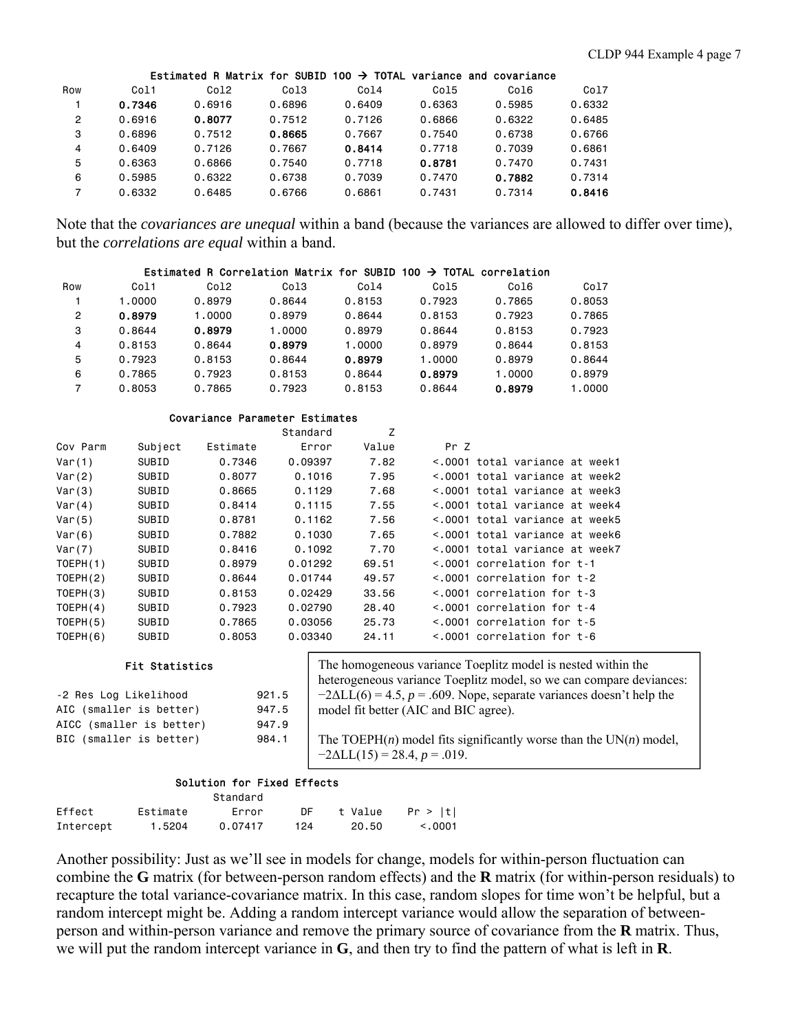**Estimated R Matrix for SUBID 100 → TOTAL variance and covariance**

| Row | Col1 | Col2 | Col3 | Col4 | Col5 | Col6 | Col7 |
|---|---|---|---|---|---|---|---|
| 1 | **0.7346** | 0.6916 | 0.6896 | 0.6409 | 0.6363 | 0.5985 | 0.6332 |
| 2 | 0.6916 | **0.8077** | 0.7512 | 0.7126 | 0.6866 | 0.6322 | 0.6485 |
| 3 | 0.6896 | 0.7512 | **0.8665** | 0.7667 | 0.7540 | 0.6738 | 0.6766 |
| 4 | 0.6409 | 0.7126 | 0.7667 | **0.8414** | 0.7718 | 0.7039 | 0.6861 |
| 5 | 0.6363 | 0.6866 | 0.7540 | 0.7718 | **0.8781** | 0.7470 | 0.7431 |
| 6 | 0.5985 | 0.6322 | 0.6738 | 0.7039 | 0.7470 | **0.7882** | 0.7314 |
| 7 | 0.6332 | 0.6485 | 0.6766 | 0.6861 | 0.7431 | 0.7314 | **0.8416** |

Note that the *covariances are unequal* within a band (because the variances are allowed to differ over time), but the *correlations are equal* within a band.

**Estimated R Correlation Matrix for SUBID 100 → TOTAL correlation**

| Row | Col1 | Col2 | Col3 | Col4 | Col5 | Col6 | Col7 |
|---|---|---|---|---|---|---|---|
| 1 | 1.0000 | 0.8979 | 0.8644 | 0.8153 | 0.7923 | 0.7865 | 0.8053 |
| 2 | **0.8979** | 1.0000 | 0.8979 | 0.8644 | 0.8153 | 0.7923 | 0.7865 |
| 3 | 0.8644 | **0.8979** | 1.0000 | 0.8979 | 0.8644 | 0.8153 | 0.7923 |
| 4 | 0.8153 | 0.8644 | **0.8979** | 1.0000 | 0.8979 | 0.8644 | 0.8153 |
| 5 | 0.7923 | 0.8153 | 0.8644 | **0.8979** | 1.0000 | 0.8979 | 0.8644 |
| 6 | 0.7865 | 0.7923 | 0.8153 | 0.8644 | **0.8979** | 1.0000 | 0.8979 |
| 7 | 0.8053 | 0.7865 | 0.7923 | 0.8153 | 0.8644 | **0.8979** | 1.0000 |

**Covariance Parameter Estimates**

| Cov Parm | Subject | Estimate | Standard Error | Z Value | Pr Z | |
|---|---|---|---|---|---|---|
| Var(1) | SUBID | 0.7346 | 0.09397 | 7.82 | <.0001 | total variance at week1 |
| Var(2) | SUBID | 0.8077 | 0.1016 | 7.95 | <.0001 | total variance at week2 |
| Var(3) | SUBID | 0.8665 | 0.1129 | 7.68 | <.0001 | total variance at week3 |
| Var(4) | SUBID | 0.8414 | 0.1115 | 7.55 | <.0001 | total variance at week4 |
| Var(5) | SUBID | 0.8781 | 0.1162 | 7.56 | <.0001 | total variance at week5 |
| Var(6) | SUBID | 0.7882 | 0.1030 | 7.65 | <.0001 | total variance at week6 |
| Var(7) | SUBID | 0.8416 | 0.1092 | 7.70 | <.0001 | total variance at week7 |
| TOEPH(1) | SUBID | 0.8979 | 0.01292 | 69.51 | <.0001 | correlation for t-1 |
| TOEPH(2) | SUBID | 0.8644 | 0.01744 | 49.57 | <.0001 | correlation for t-2 |
| TOEPH(3) | SUBID | 0.8153 | 0.02429 | 33.56 | <.0001 | correlation for t-3 |
| TOEPH(4) | SUBID | 0.7923 | 0.02790 | 28.40 | <.0001 | correlation for t-4 |
| TOEPH(5) | SUBID | 0.7865 | 0.03056 | 25.73 | <.0001 | correlation for t-5 |
| TOEPH(6) | SUBID | 0.8053 | 0.03340 | 24.11 | <.0001 | correlation for t-6 |

**Fit Statistics**

| | |
|---|---|
| -2 Res Log Likelihood | 921.5 |
| AIC (smaller is better) | 947.5 |
| AICC (smaller is better) | 947.9 |
| BIC (smaller is better) | 984.1 |

The homogeneous variance Toeplitz model is nested within the heterogeneous variance Toeplitz model, so we can compare deviances: $-2\Delta LL(6) = 4.5$, $p = .609$. Nope, separate variances doesn't help the model fit better (AIC and BIC agree).

The TOEPH($n$) model fits significantly worse than the UN($n$) model, $-2\Delta LL(15) = 28.4$, $p = .019$.

**Solution for Fixed Effects**

| Effect | Estimate | Standard Error | DF | t Value | Pr > \|t\| |
|---|---|---|---|---|---|
| Intercept | 1.5204 | 0.07417 | 124 | 20.50 | <.0001 |

Another possibility: Just as we'll see in models for change, models for within-person fluctuation can combine the **G** matrix (for between-person random effects) and the **R** matrix (for within-person residuals) to recapture the total variance-covariance matrix. In this case, random slopes for time won't be helpful, but a random intercept might be. Adding a random intercept variance would allow the separation of between-person and within-person variance and remove the primary source of covariance from the **R** matrix. Thus, we will put the random intercept variance in **G**, and then try to find the pattern of what is left in **R**.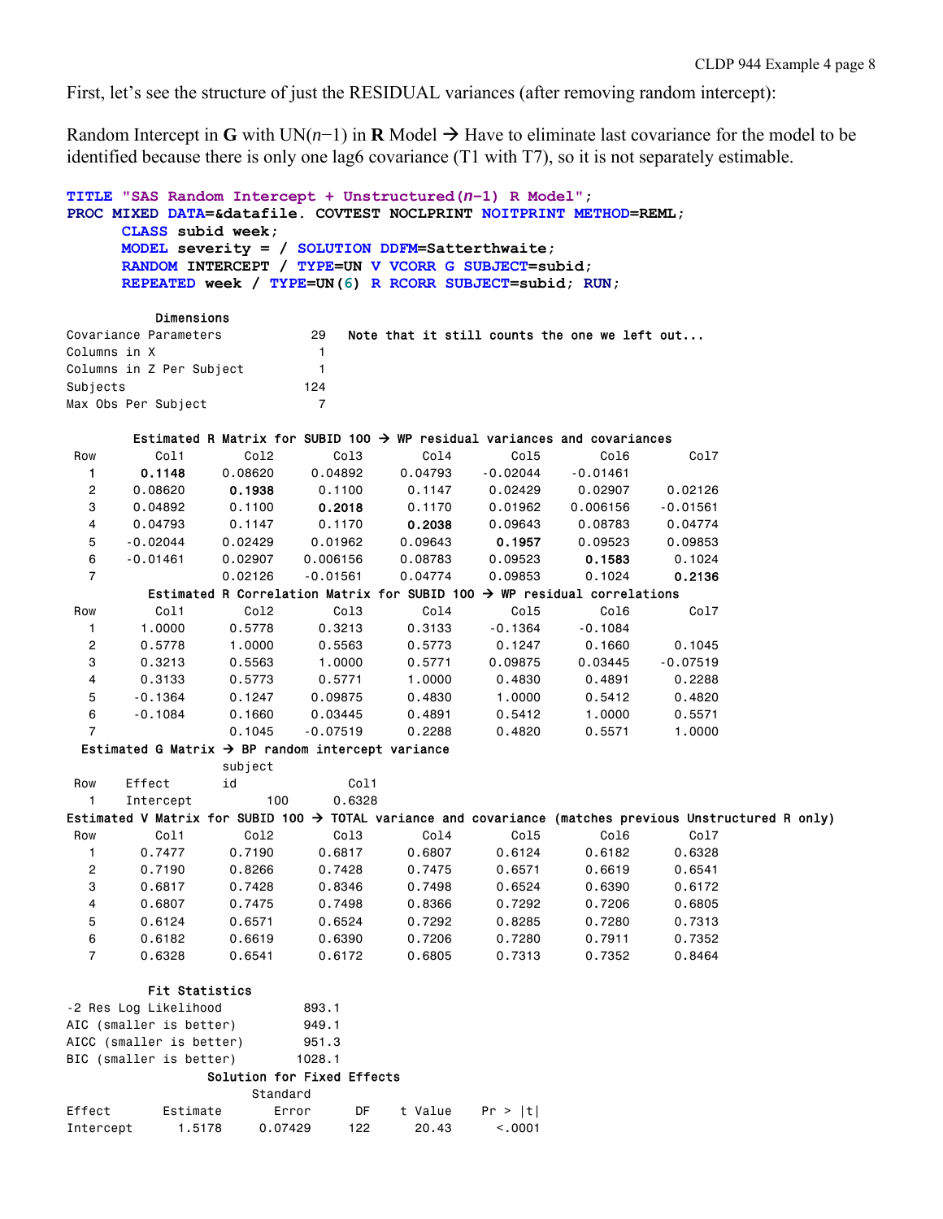First, let's see the structure of just the RESIDUAL variances (after removing random intercept):

Random Intercept in **G** with UN($n$−1) in **R** Model → Have to eliminate last covariance for the model to be identified because there is only one lag6 covariance (T1 with T7), so it is not separately estimable.

```
TITLE "SAS Random Intercept + Unstructured(n-1) R Model";
PROC MIXED DATA=&datafile. COVTEST NOCLPRINT NOITPRINT METHOD=REML;
      CLASS subid week;
      MODEL severity = / SOLUTION DDFM=Satterthwaite;
      RANDOM INTERCEPT / TYPE=UN V VCORR G SUBJECT=subid;
      REPEATED week / TYPE=UN(6) R RCORR SUBJECT=subid; RUN;
```

```
            Dimensions
Covariance Parameters           29    Note that it still counts the one we left out...
Columns in X                     1
Columns in Z Per Subject         1
Subjects                       124
Max Obs Per Subject              7
```

Estimated R Matrix for SUBID 100 → WP residual variances and covariances

| Row | Col1 | Col2 | Col3 | Col4 | Col5 | Col6 | Col7 |
|---|---|---|---|---|---|---|---|
| 1 | **0.1148** | 0.08620 | 0.04892 | 0.04793 | -0.02044 | -0.01461 | |
| 2 | 0.08620 | **0.1938** | 0.1100 | 0.1147 | 0.02429 | 0.02907 | 0.02126 |
| 3 | 0.04892 | 0.1100 | **0.2018** | 0.1170 | 0.01962 | 0.006156 | -0.01561 |
| 4 | 0.04793 | 0.1147 | 0.1170 | **0.2038** | 0.09643 | 0.08783 | 0.04774 |
| 5 | -0.02044 | 0.02429 | 0.01962 | 0.09643 | **0.1957** | 0.09523 | 0.09853 |
| 6 | -0.01461 | 0.02907 | 0.006156 | 0.08783 | 0.09523 | **0.1583** | 0.1024 |
| 7 | | 0.02126 | -0.01561 | 0.04774 | 0.09853 | 0.1024 | **0.2136** |

Estimated R Correlation Matrix for SUBID 100 → WP residual correlations

| Row | Col1 | Col2 | Col3 | Col4 | Col5 | Col6 | Col7 |
|---|---|---|---|---|---|---|---|
| 1 | 1.0000 | 0.5778 | 0.3213 | 0.3133 | -0.1364 | -0.1084 | |
| 2 | 0.5778 | 1.0000 | 0.5563 | 0.5773 | 0.1247 | 0.1660 | 0.1045 |
| 3 | 0.3213 | 0.5563 | 1.0000 | 0.5771 | 0.09875 | 0.03445 | -0.07519 |
| 4 | 0.3133 | 0.5773 | 0.5771 | 1.0000 | 0.4830 | 0.4891 | 0.2288 |
| 5 | -0.1364 | 0.1247 | 0.09875 | 0.4830 | 1.0000 | 0.5412 | 0.4820 |
| 6 | -0.1084 | 0.1660 | 0.03445 | 0.4891 | 0.5412 | 1.0000 | 0.5571 |
| 7 | | 0.1045 | -0.07519 | 0.2288 | 0.4820 | 0.5571 | 1.0000 |

Estimated G Matrix → BP random intercept variance

| Row | Effect | subject id | Col1 |
|---|---|---|---|
| 1 | Intercept | 100 | 0.6328 |

Estimated V Matrix for SUBID 100 → TOTAL variance and covariance (matches previous Unstructured R only)

| Row | Col1 | Col2 | Col3 | Col4 | Col5 | Col6 | Col7 |
|---|---|---|---|---|---|---|---|
| 1 | 0.7477 | 0.7190 | 0.6817 | 0.6807 | 0.6124 | 0.6182 | 0.6328 |
| 2 | 0.7190 | 0.8266 | 0.7428 | 0.7475 | 0.6571 | 0.6619 | 0.6541 |
| 3 | 0.6817 | 0.7428 | 0.8346 | 0.7498 | 0.6524 | 0.6390 | 0.6172 |
| 4 | 0.6807 | 0.7475 | 0.7498 | 0.8366 | 0.7292 | 0.7206 | 0.6805 |
| 5 | 0.6124 | 0.6571 | 0.6524 | 0.7292 | 0.8285 | 0.7280 | 0.7313 |
| 6 | 0.6182 | 0.6619 | 0.6390 | 0.7206 | 0.7280 | 0.7911 | 0.7352 |
| 7 | 0.6328 | 0.6541 | 0.6172 | 0.6805 | 0.7313 | 0.7352 | 0.8464 |

Fit Statistics

| | |
|---|---|
| -2 Res Log Likelihood | 893.1 |
| AIC (smaller is better) | 949.1 |
| AICC (smaller is better) | 951.3 |
| BIC (smaller is better) | 1028.1 |

Solution for Fixed Effects

| Effect | Estimate | Standard Error | DF | t Value | Pr > \|t\| |
|---|---|---|---|---|---|
| Intercept | 1.5178 | 0.07429 | 122 | 20.43 | <.0001 |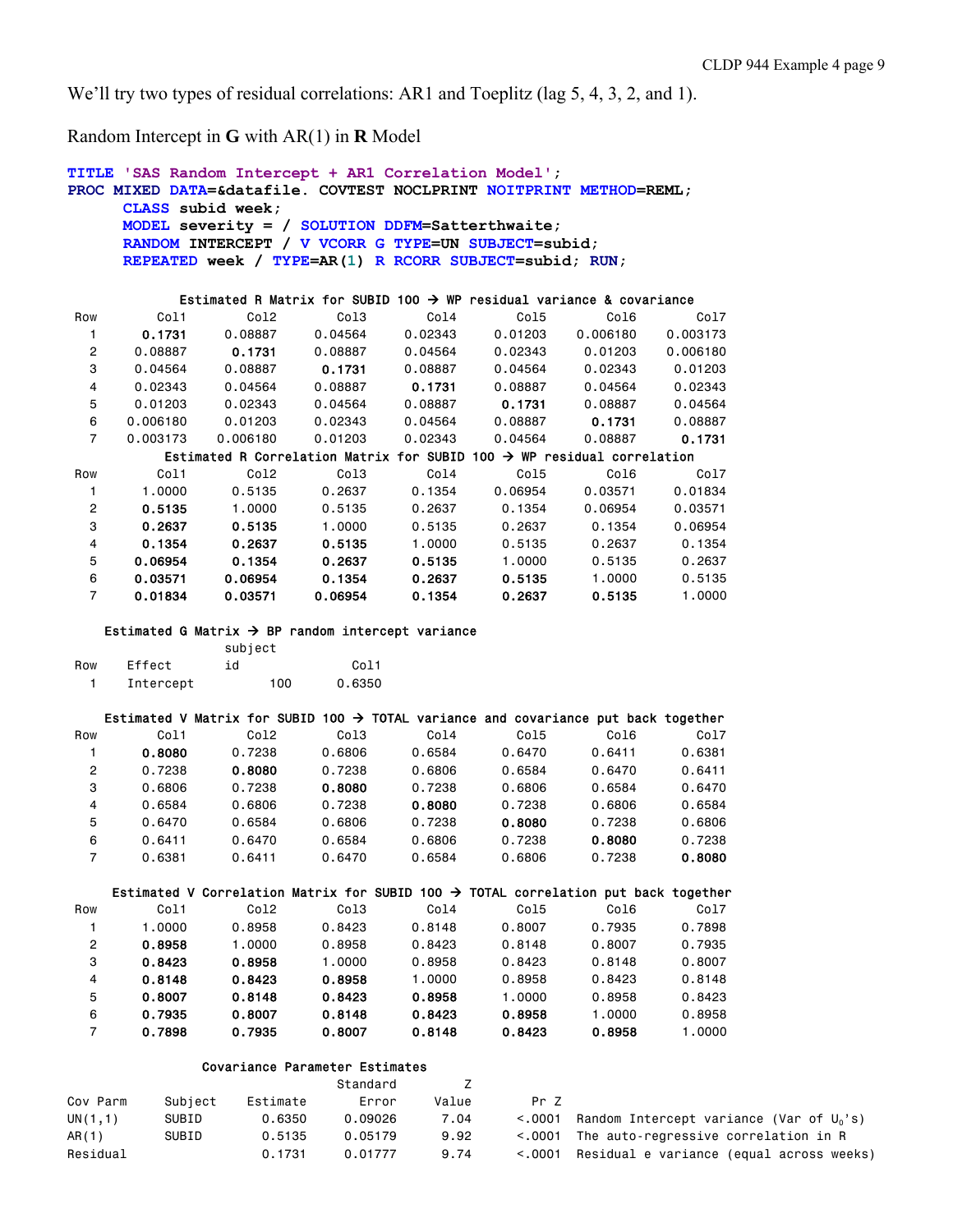We'll try two types of residual correlations: AR1 and Toeplitz (lag 5, 4, 3, 2, and 1).

Random Intercept in **G** with AR(1) in **R** Model

```
TITLE 'SAS Random Intercept + AR1 Correlation Model';
PROC MIXED DATA=&datafile. COVTEST NOCLPRINT NOITPRINT METHOD=REML;
     CLASS subid week;
     MODEL severity = / SOLUTION DDFM=Satterthwaite;
     RANDOM INTERCEPT / V VCORR G TYPE=UN SUBJECT=subid;
     REPEATED week / TYPE=AR(1) R RCORR SUBJECT=subid; RUN;
```

Estimated R Matrix for SUBID 100 → WP residual variance & covariance

| Row | Col1 | Col2 | Col3 | Col4 | Col5 | Col6 | Col7 |
|---|---|---|---|---|---|---|---|
| 1 | **0.1731** | 0.08887 | 0.04564 | 0.02343 | 0.01203 | 0.006180 | 0.003173 |
| 2 | 0.08887 | **0.1731** | 0.08887 | 0.04564 | 0.02343 | 0.01203 | 0.006180 |
| 3 | 0.04564 | 0.08887 | **0.1731** | 0.08887 | 0.04564 | 0.02343 | 0.01203 |
| 4 | 0.02343 | 0.04564 | 0.08887 | **0.1731** | 0.08887 | 0.04564 | 0.02343 |
| 5 | 0.01203 | 0.02343 | 0.04564 | 0.08887 | **0.1731** | 0.08887 | 0.04564 |
| 6 | 0.006180 | 0.01203 | 0.02343 | 0.04564 | 0.08887 | **0.1731** | 0.08887 |
| 7 | 0.003173 | 0.006180 | 0.01203 | 0.02343 | 0.04564 | 0.08887 | **0.1731** |

Estimated R Correlation Matrix for SUBID 100 → WP residual correlation

| Row | Col1 | Col2 | Col3 | Col4 | Col5 | Col6 | Col7 |
|---|---|---|---|---|---|---|---|
| 1 | 1.0000 | 0.5135 | 0.2637 | 0.1354 | 0.06954 | 0.03571 | 0.01834 |
| 2 | **0.5135** | 1.0000 | 0.5135 | 0.2637 | 0.1354 | 0.06954 | 0.03571 |
| 3 | **0.2637** | **0.5135** | 1.0000 | 0.5135 | 0.2637 | 0.1354 | 0.06954 |
| 4 | **0.1354** | **0.2637** | **0.5135** | 1.0000 | 0.5135 | 0.2637 | 0.1354 |
| 5 | **0.06954** | **0.1354** | **0.2637** | **0.5135** | 1.0000 | 0.5135 | 0.2637 |
| 6 | **0.03571** | **0.06954** | **0.1354** | **0.2637** | **0.5135** | 1.0000 | 0.5135 |
| 7 | **0.01834** | **0.03571** | **0.06954** | **0.1354** | **0.2637** | **0.5135** | 1.0000 |

Estimated G Matrix → BP random intercept variance

| Row | Effect | subject id | Col1 |
|---|---|---|---|
| 1 | Intercept | 100 | 0.6350 |

Estimated V Matrix for SUBID 100 → TOTAL variance and covariance put back together

| Row | Col1 | Col2 | Col3 | Col4 | Col5 | Col6 | Col7 |
|---|---|---|---|---|---|---|---|
| 1 | **0.8080** | 0.7238 | 0.6806 | 0.6584 | 0.6470 | 0.6411 | 0.6381 |
| 2 | 0.7238 | **0.8080** | 0.7238 | 0.6806 | 0.6584 | 0.6470 | 0.6411 |
| 3 | 0.6806 | 0.7238 | **0.8080** | 0.7238 | 0.6806 | 0.6584 | 0.6470 |
| 4 | 0.6584 | 0.6806 | 0.7238 | **0.8080** | 0.7238 | 0.6806 | 0.6584 |
| 5 | 0.6470 | 0.6584 | 0.6806 | 0.7238 | **0.8080** | 0.7238 | 0.6806 |
| 6 | 0.6411 | 0.6470 | 0.6584 | 0.6806 | 0.7238 | **0.8080** | 0.7238 |
| 7 | 0.6381 | 0.6411 | 0.6470 | 0.6584 | 0.6806 | 0.7238 | **0.8080** |

Estimated V Correlation Matrix for SUBID 100 → TOTAL correlation put back together

| Row | Col1 | Col2 | Col3 | Col4 | Col5 | Col6 | Col7 |
|---|---|---|---|---|---|---|---|
| 1 | 1.0000 | 0.8958 | 0.8423 | 0.8148 | 0.8007 | 0.7935 | 0.7898 |
| 2 | **0.8958** | 1.0000 | 0.8958 | 0.8423 | 0.8148 | 0.8007 | 0.7935 |
| 3 | **0.8423** | **0.8958** | 1.0000 | 0.8958 | 0.8423 | 0.8148 | 0.8007 |
| 4 | **0.8148** | **0.8423** | **0.8958** | 1.0000 | 0.8958 | 0.8423 | 0.8148 |
| 5 | **0.8007** | **0.8148** | **0.8423** | **0.8958** | 1.0000 | 0.8958 | 0.8423 |
| 6 | **0.7935** | **0.8007** | **0.8148** | **0.8423** | **0.8958** | 1.0000 | 0.8958 |
| 7 | **0.7898** | **0.7935** | **0.8007** | **0.8148** | **0.8423** | **0.8958** | 1.0000 |

Covariance Parameter Estimates

| Cov Parm | Subject | Estimate | Standard Error | Z Value | Pr Z | |
|---|---|---|---|---|---|---|
| UN(1,1) | SUBID | 0.6350 | 0.09026 | 7.04 | <.0001 | Random Intercept variance (Var of $U_0$'s) |
| AR(1) | SUBID | 0.5135 | 0.05179 | 9.92 | <.0001 | The auto-regressive correlation in R |
| Residual | | 0.1731 | 0.01777 | 9.74 | <.0001 | Residual e variance (equal across weeks) |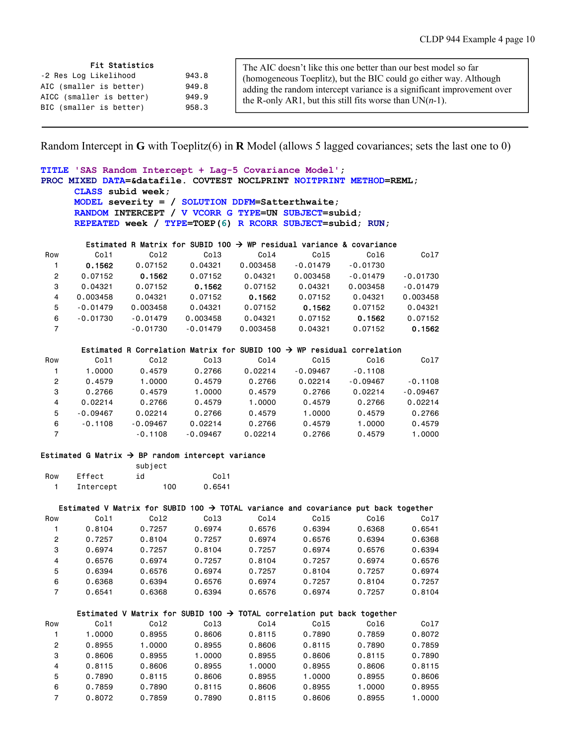| Fit Statistics | |
|---|---|
| -2 Res Log Likelihood | 943.8 |
| AIC (smaller is better) | 949.8 |
| AICC (smaller is better) | 949.9 |
| BIC (smaller is better) | 958.3 |

The AIC doesn't like this one better than our best model so far (homogeneous Toeplitz), but the BIC could go either way. Although adding the random intercept variance is a significant improvement over the R-only AR1, but this still fits worse than UN(*n*-1).

---

Random Intercept in **G** with Toeplitz(6) in **R** Model (allows 5 lagged covariances; sets the last one to 0)

```
TITLE 'SAS Random Intercept + Lag-5 Covariance Model';
PROC MIXED DATA=&datafile. COVTEST NOCLPRINT NOITPRINT METHOD=REML;
     CLASS subid week;
     MODEL severity = / SOLUTION DDFM=Satterthwaite;
     RANDOM INTERCEPT / V VCORR G TYPE=UN SUBJECT=subid;
     REPEATED week / TYPE=TOEP(6) R RCORR SUBJECT=subid; RUN;
```

Estimated R Matrix for SUBID 100 → WP residual variance & covariance

| Row | Col1 | Col2 | Col3 | Col4 | Col5 | Col6 | Col7 |
|---|---|---|---|---|---|---|---|
| 1 | **0.1562** | 0.07152 | 0.04321 | 0.003458 | -0.01479 | -0.01730 | |
| 2 | 0.07152 | **0.1562** | 0.07152 | 0.04321 | 0.003458 | -0.01479 | -0.01730 |
| 3 | 0.04321 | 0.07152 | **0.1562** | 0.07152 | 0.04321 | 0.003458 | -0.01479 |
| 4 | 0.003458 | 0.04321 | 0.07152 | **0.1562** | 0.07152 | 0.04321 | 0.003458 |
| 5 | -0.01479 | 0.003458 | 0.04321 | 0.07152 | **0.1562** | 0.07152 | 0.04321 |
| 6 | -0.01730 | -0.01479 | 0.003458 | 0.04321 | 0.07152 | **0.1562** | 0.07152 |
| 7 | | -0.01730 | -0.01479 | 0.003458 | 0.04321 | 0.07152 | **0.1562** |

Estimated R Correlation Matrix for SUBID 100 → WP residual correlation

| Row | Col1 | Col2 | Col3 | Col4 | Col5 | Col6 | Col7 |
|---|---|---|---|---|---|---|---|
| 1 | 1.0000 | 0.4579 | 0.2766 | 0.02214 | -0.09467 | -0.1108 | |
| 2 | 0.4579 | 1.0000 | 0.4579 | 0.2766 | 0.02214 | -0.09467 | -0.1108 |
| 3 | 0.2766 | 0.4579 | 1.0000 | 0.4579 | 0.2766 | 0.02214 | -0.09467 |
| 4 | 0.02214 | 0.2766 | 0.4579 | 1.0000 | 0.4579 | 0.2766 | 0.02214 |
| 5 | -0.09467 | 0.02214 | 0.2766 | 0.4579 | 1.0000 | 0.4579 | 0.2766 |
| 6 | -0.1108 | -0.09467 | 0.02214 | 0.2766 | 0.4579 | 1.0000 | 0.4579 |
| 7 | | -0.1108 | -0.09467 | 0.02214 | 0.2766 | 0.4579 | 1.0000 |

Estimated G Matrix → BP random intercept variance

| Row | Effect | subject id | Col1 |
|---|---|---|---|
| 1 | Intercept | 100 | 0.6541 |

Estimated V Matrix for SUBID 100 → TOTAL variance and covariance put back together

| Row | Col1 | Col2 | Col3 | Col4 | Col5 | Col6 | Col7 |
|---|---|---|---|---|---|---|---|
| 1 | 0.8104 | 0.7257 | 0.6974 | 0.6576 | 0.6394 | 0.6368 | 0.6541 |
| 2 | 0.7257 | 0.8104 | 0.7257 | 0.6974 | 0.6576 | 0.6394 | 0.6368 |
| 3 | 0.6974 | 0.7257 | 0.8104 | 0.7257 | 0.6974 | 0.6576 | 0.6394 |
| 4 | 0.6576 | 0.6974 | 0.7257 | 0.8104 | 0.7257 | 0.6974 | 0.6576 |
| 5 | 0.6394 | 0.6576 | 0.6974 | 0.7257 | 0.8104 | 0.7257 | 0.6974 |
| 6 | 0.6368 | 0.6394 | 0.6576 | 0.6974 | 0.7257 | 0.8104 | 0.7257 |
| 7 | 0.6541 | 0.6368 | 0.6394 | 0.6576 | 0.6974 | 0.7257 | 0.8104 |

Estimated V Matrix for SUBID 100 → TOTAL correlation put back together

| Row | Col1 | Col2 | Col3 | Col4 | Col5 | Col6 | Col7 |
|---|---|---|---|---|---|---|---|
| 1 | 1.0000 | 0.8955 | 0.8606 | 0.8115 | 0.7890 | 0.7859 | 0.8072 |
| 2 | 0.8955 | 1.0000 | 0.8955 | 0.8606 | 0.8115 | 0.7890 | 0.7859 |
| 3 | 0.8606 | 0.8955 | 1.0000 | 0.8955 | 0.8606 | 0.8115 | 0.7890 |
| 4 | 0.8115 | 0.8606 | 0.8955 | 1.0000 | 0.8955 | 0.8606 | 0.8115 |
| 5 | 0.7890 | 0.8115 | 0.8606 | 0.8955 | 1.0000 | 0.8955 | 0.8606 |
| 6 | 0.7859 | 0.7890 | 0.8115 | 0.8606 | 0.8955 | 1.0000 | 0.8955 |
| 7 | 0.8072 | 0.7859 | 0.7890 | 0.8115 | 0.8606 | 0.8955 | 1.0000 |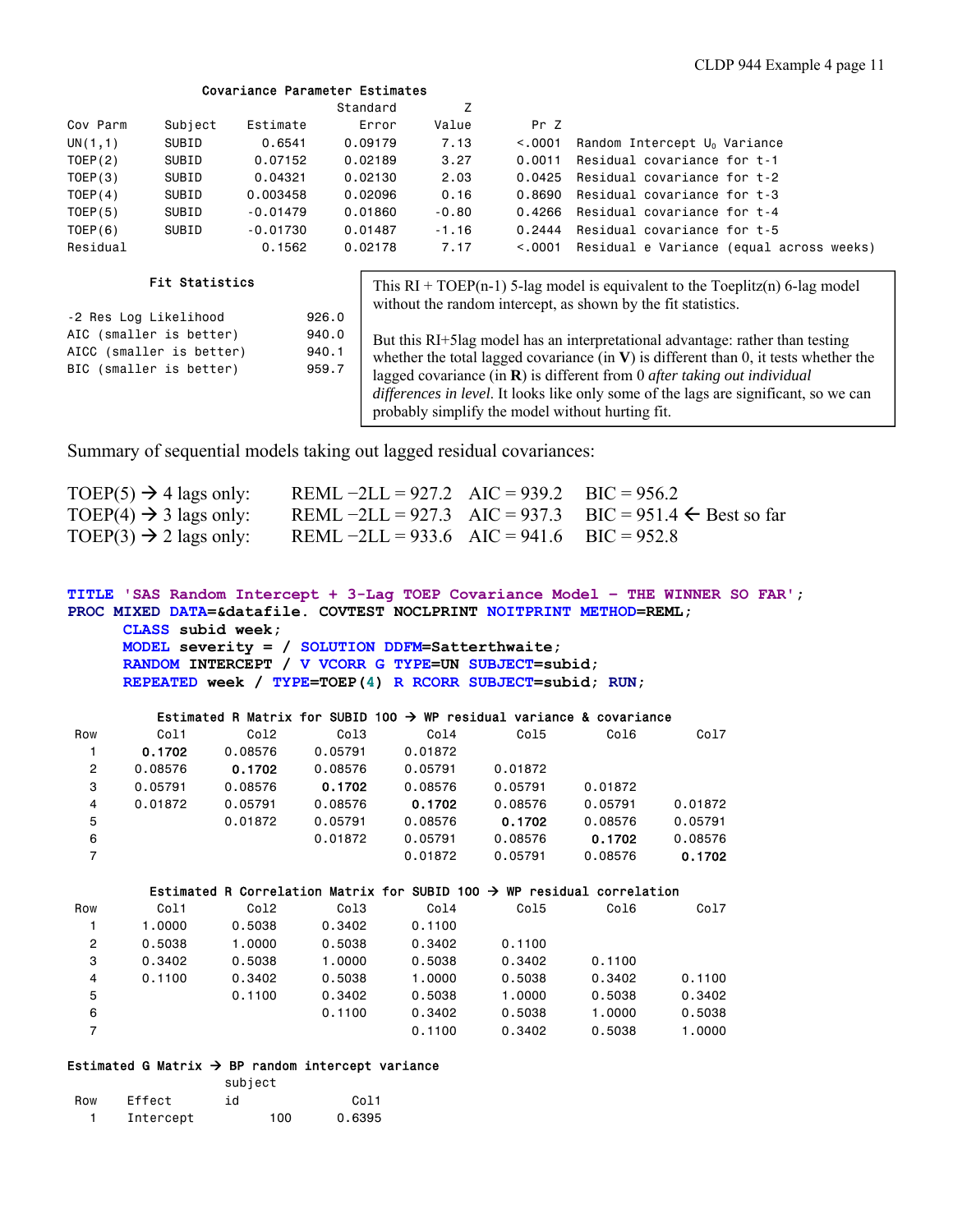**Covariance Parameter Estimates**

| Cov Parm | Subject | Estimate | Standard Error | Z Value | Pr Z | |
|---|---|---|---|---|---|---|
| UN(1,1) | SUBID | 0.6541 | 0.09179 | 7.13 | <.0001 | Random Intercept $U_0$ Variance |
| TOEP(2) | SUBID | 0.07152 | 0.02189 | 3.27 | 0.0011 | Residual covariance for t-1 |
| TOEP(3) | SUBID | 0.04321 | 0.02130 | 2.03 | 0.0425 | Residual covariance for t-2 |
| TOEP(4) | SUBID | 0.003458 | 0.02096 | 0.16 | 0.8690 | Residual covariance for t-3 |
| TOEP(5) | SUBID | -0.01479 | 0.01860 | -0.80 | 0.4266 | Residual covariance for t-4 |
| TOEP(6) | SUBID | -0.01730 | 0.01487 | -1.16 | 0.2444 | Residual covariance for t-5 |
| Residual | | 0.1562 | 0.02178 | 7.17 | <.0001 | Residual e Variance (equal across weeks) |

**Fit Statistics**

| | |
|---|---|
| -2 Res Log Likelihood | 926.0 |
| AIC (smaller is better) | 940.0 |
| AICC (smaller is better) | 940.1 |
| BIC (smaller is better) | 959.7 |

This RI + TOEP(n-1) 5-lag model is equivalent to the Toeplitz(n) 6-lag model without the random intercept, as shown by the fit statistics.

But this RI+5lag model has an interpretational advantage: rather than testing whether the total lagged covariance (in **V**) is different than 0, it tests whether the lagged covariance (in **R**) is different from 0 *after taking out individual differences in level*. It looks like only some of the lags are significant, so we can probably simplify the model without hurting fit.

Summary of sequential models taking out lagged residual covariances:

| | | | | |
|---|---|---|---|---|
| TOEP(5) → 4 lags only: | REML −2LL = 927.2 | AIC = 939.2 | BIC = 956.2 | |
| TOEP(4) → 3 lags only: | REML −2LL = 927.3 | AIC = 937.3 | BIC = 951.4 | ← Best so far |
| TOEP(3) → 2 lags only: | REML −2LL = 933.6 | AIC = 941.6 | BIC = 952.8 | |

```
TITLE 'SAS Random Intercept + 3-Lag TOEP Covariance Model - THE WINNER SO FAR';
PROC MIXED DATA=&datafile. COVTEST NOCLPRINT NOITPRINT METHOD=REML;
     CLASS subid week;
     MODEL severity = / SOLUTION DDFM=Satterthwaite;
     RANDOM INTERCEPT / V VCORR G TYPE=UN SUBJECT=subid;
     REPEATED week / TYPE=TOEP(4) R RCORR SUBJECT=subid; RUN;
```

**Estimated R Matrix for SUBID 100 → WP residual variance & covariance**

| Row | Col1 | Col2 | Col3 | Col4 | Col5 | Col6 | Col7 |
|---|---|---|---|---|---|---|---|
| 1 | **0.1702** | 0.08576 | 0.05791 | 0.01872 | | | |
| 2 | 0.08576 | **0.1702** | 0.08576 | 0.05791 | 0.01872 | | |
| 3 | 0.05791 | 0.08576 | **0.1702** | 0.08576 | 0.05791 | 0.01872 | |
| 4 | 0.01872 | 0.05791 | 0.08576 | **0.1702** | 0.08576 | 0.05791 | 0.01872 |
| 5 | | 0.01872 | 0.05791 | 0.08576 | **0.1702** | 0.08576 | 0.05791 |
| 6 | | | 0.01872 | 0.05791 | 0.08576 | **0.1702** | 0.08576 |
| 7 | | | | 0.01872 | 0.05791 | 0.08576 | **0.1702** |

**Estimated R Correlation Matrix for SUBID 100 → WP residual correlation**

| Row | Col1 | Col2 | Col3 | Col4 | Col5 | Col6 | Col7 |
|---|---|---|---|---|---|---|---|
| 1 | 1.0000 | 0.5038 | 0.3402 | 0.1100 | | | |
| 2 | 0.5038 | 1.0000 | 0.5038 | 0.3402 | 0.1100 | | |
| 3 | 0.3402 | 0.5038 | 1.0000 | 0.5038 | 0.3402 | 0.1100 | |
| 4 | 0.1100 | 0.3402 | 0.5038 | 1.0000 | 0.5038 | 0.3402 | 0.1100 |
| 5 | | 0.1100 | 0.3402 | 0.5038 | 1.0000 | 0.5038 | 0.3402 |
| 6 | | | 0.1100 | 0.3402 | 0.5038 | 1.0000 | 0.5038 |
| 7 | | | | 0.1100 | 0.3402 | 0.5038 | 1.0000 |

**Estimated G Matrix → BP random intercept variance**

| Row | Effect | subject id | Col1 |
|---|---|---|---|
| 1 | Intercept | 100 | 0.6395 |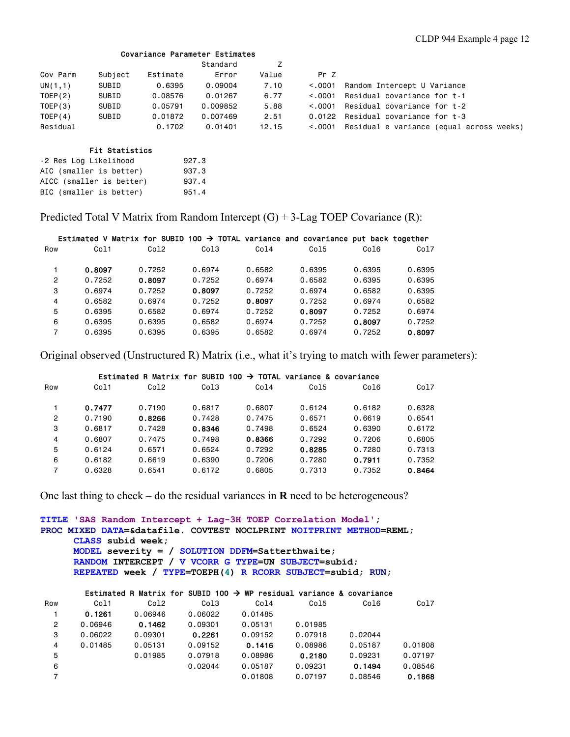**Covariance Parameter Estimates**

| Cov Parm | Subject | Estimate | Standard Error | Z Value | Pr Z | |
|---|---|---|---|---|---|---|
| UN(1,1) | SUBID | 0.6395 | 0.09004 | 7.10 | <.0001 | Random Intercept U Variance |
| TOEP(2) | SUBID | 0.08576 | 0.01267 | 6.77 | <.0001 | Residual covariance for t-1 |
| TOEP(3) | SUBID | 0.05791 | 0.009852 | 5.88 | <.0001 | Residual covariance for t-2 |
| TOEP(4) | SUBID | 0.01872 | 0.007469 | 2.51 | 0.0122 | Residual covariance for t-3 |
| Residual | | 0.1702 | 0.01401 | 12.15 | <.0001 | Residual e variance (equal across weeks) |

**Fit Statistics**

| | |
|---|---|
| -2 Res Log Likelihood | 927.3 |
| AIC (smaller is better) | 937.3 |
| AICC (smaller is better) | 937.4 |
| BIC (smaller is better) | 951.4 |

Predicted Total V Matrix from Random Intercept (G) + 3-Lag TOEP Covariance (R):

**Estimated V Matrix for SUBID 100 → TOTAL variance and covariance put back together**

| Row | Col1 | Col2 | Col3 | Col4 | Col5 | Col6 | Col7 |
|---|---|---|---|---|---|---|---|
| 1 | **0.8097** | 0.7252 | 0.6974 | 0.6582 | 0.6395 | 0.6395 | 0.6395 |
| 2 | 0.7252 | **0.8097** | 0.7252 | 0.6974 | 0.6582 | 0.6395 | 0.6395 |
| 3 | 0.6974 | 0.7252 | **0.8097** | 0.7252 | 0.6974 | 0.6582 | 0.6395 |
| 4 | 0.6582 | 0.6974 | 0.7252 | **0.8097** | 0.7252 | 0.6974 | 0.6582 |
| 5 | 0.6395 | 0.6582 | 0.6974 | 0.7252 | **0.8097** | 0.7252 | 0.6974 |
| 6 | 0.6395 | 0.6395 | 0.6582 | 0.6974 | 0.7252 | **0.8097** | 0.7252 |
| 7 | 0.6395 | 0.6395 | 0.6395 | 0.6582 | 0.6974 | 0.7252 | **0.8097** |

Original observed (Unstructured R) Matrix (i.e., what it's trying to match with fewer parameters):

**Estimated R Matrix for SUBID 100 → TOTAL variance & covariance**

| Row | Col1 | Col2 | Col3 | Col4 | Col5 | Col6 | Col7 |
|---|---|---|---|---|---|---|---|
| 1 | **0.7477** | 0.7190 | 0.6817 | 0.6807 | 0.6124 | 0.6182 | 0.6328 |
| 2 | 0.7190 | **0.8266** | 0.7428 | 0.7475 | 0.6571 | 0.6619 | 0.6541 |
| 3 | 0.6817 | 0.7428 | **0.8346** | 0.7498 | 0.6524 | 0.6390 | 0.6172 |
| 4 | 0.6807 | 0.7475 | 0.7498 | **0.8366** | 0.7292 | 0.7206 | 0.6805 |
| 5 | 0.6124 | 0.6571 | 0.6524 | 0.7292 | **0.8285** | 0.7280 | 0.7313 |
| 6 | 0.6182 | 0.6619 | 0.6390 | 0.7206 | 0.7280 | **0.7911** | 0.7352 |
| 7 | 0.6328 | 0.6541 | 0.6172 | 0.6805 | 0.7313 | 0.7352 | **0.8464** |

One last thing to check – do the residual variances in **R** need to be heterogeneous?

```
TITLE 'SAS Random Intercept + Lag-3H TOEP Correlation Model';
PROC MIXED DATA=&datafile. COVTEST NOCLPRINT NOITPRINT METHOD=REML;
      CLASS subid week;
      MODEL severity = / SOLUTION DDFM=Satterthwaite;
      RANDOM INTERCEPT / V VCORR G TYPE=UN SUBJECT=subid;
      REPEATED week / TYPE=TOEPH(4) R RCORR SUBJECT=subid; RUN;
```

**Estimated R Matrix for SUBID 100 → WP residual variance & covariance**

| Row | Col1 | Col2 | Col3 | Col4 | Col5 | Col6 | Col7 |
|---|---|---|---|---|---|---|---|
| 1 | **0.1261** | 0.06946 | 0.06022 | 0.01485 | | | |
| 2 | 0.06946 | **0.1462** | 0.09301 | 0.05131 | 0.01985 | | |
| 3 | 0.06022 | 0.09301 | **0.2261** | 0.09152 | 0.07918 | 0.02044 | |
| 4 | 0.01485 | 0.05131 | 0.09152 | **0.1416** | 0.08986 | 0.05187 | 0.01808 |
| 5 | | 0.01985 | 0.07918 | 0.08986 | **0.2180** | 0.09231 | 0.07197 |
| 6 | | | 0.02044 | 0.05187 | 0.09231 | **0.1494** | 0.08546 |
| 7 | | | | 0.01808 | 0.07197 | 0.08546 | **0.1868** |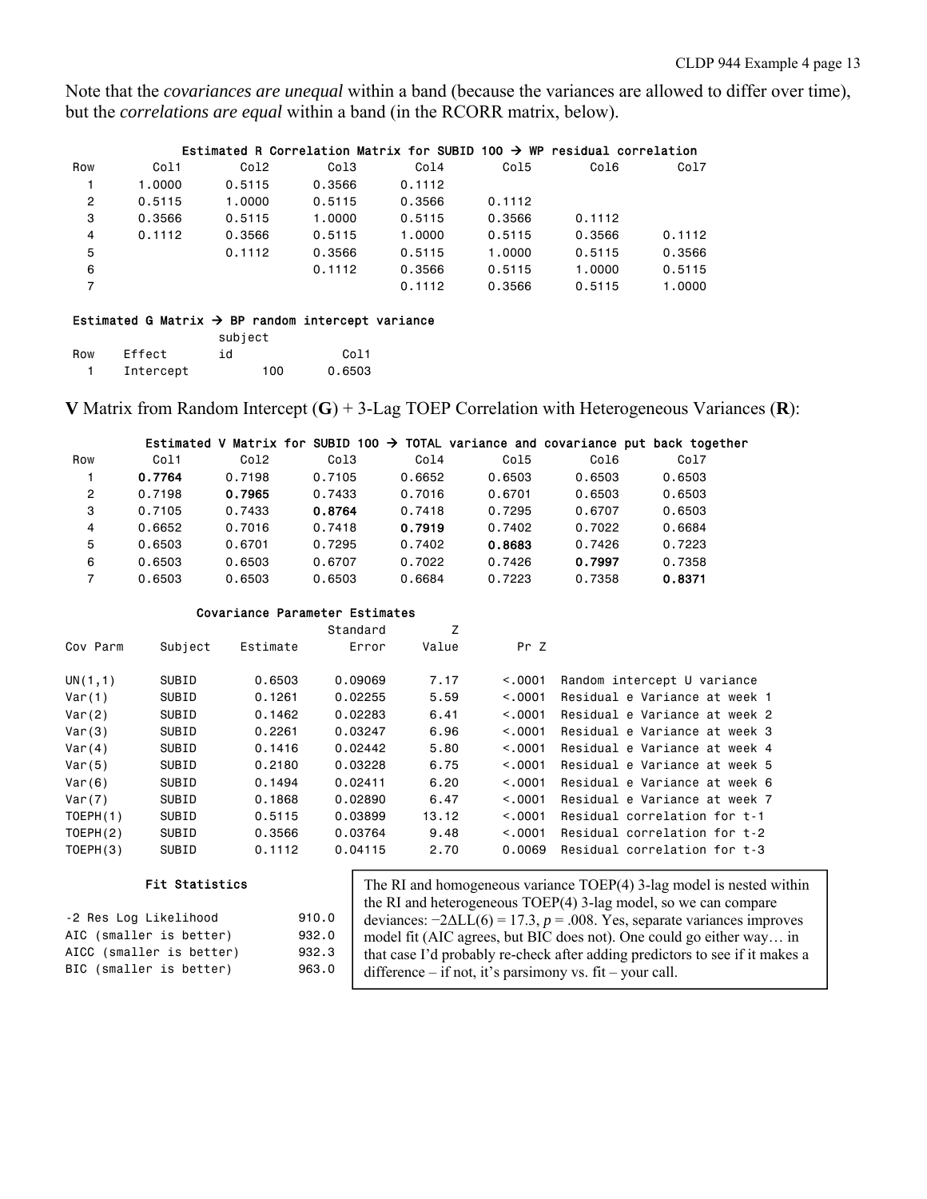Note that the *covariances are unequal* within a band (because the variances are allowed to differ over time), but the *correlations are equal* within a band (in the RCORR matrix, below).

**Estimated R Correlation Matrix for SUBID 100 → WP residual correlation**

| Row | Col1 | Col2 | Col3 | Col4 | Col5 | Col6 | Col7 |
|---|---|---|---|---|---|---|---|
| 1 | 1.0000 | 0.5115 | 0.3566 | 0.1112 | | | |
| 2 | 0.5115 | 1.0000 | 0.5115 | 0.3566 | 0.1112 | | |
| 3 | 0.3566 | 0.5115 | 1.0000 | 0.5115 | 0.3566 | 0.1112 | |
| 4 | 0.1112 | 0.3566 | 0.5115 | 1.0000 | 0.5115 | 0.3566 | 0.1112 |
| 5 | | 0.1112 | 0.3566 | 0.5115 | 1.0000 | 0.5115 | 0.3566 |
| 6 | | | 0.1112 | 0.3566 | 0.5115 | 1.0000 | 0.5115 |
| 7 | | | | 0.1112 | 0.3566 | 0.5115 | 1.0000 |

**Estimated G Matrix → BP random intercept variance**

| Row | Effect | subject id | Col1 |
|---|---|---|---|
| 1 | Intercept | 100 | 0.6503 |

**V** Matrix from Random Intercept (**G**) + 3-Lag TOEP Correlation with Heterogeneous Variances (**R**):

**Estimated V Matrix for SUBID 100 → TOTAL variance and covariance put back together**

| Row | Col1 | Col2 | Col3 | Col4 | Col5 | Col6 | Col7 |
|---|---|---|---|---|---|---|---|
| 1 | **0.7764** | 0.7198 | 0.7105 | 0.6652 | 0.6503 | 0.6503 | 0.6503 |
| 2 | 0.7198 | **0.7965** | 0.7433 | 0.7016 | 0.6701 | 0.6503 | 0.6503 |
| 3 | 0.7105 | 0.7433 | **0.8764** | 0.7418 | 0.7295 | 0.6707 | 0.6503 |
| 4 | 0.6652 | 0.7016 | 0.7418 | **0.7919** | 0.7402 | 0.7022 | 0.6684 |
| 5 | 0.6503 | 0.6701 | 0.7295 | 0.7402 | **0.8683** | 0.7426 | 0.7223 |
| 6 | 0.6503 | 0.6503 | 0.6707 | 0.7022 | 0.7426 | **0.7997** | 0.7358 |
| 7 | 0.6503 | 0.6503 | 0.6503 | 0.6684 | 0.7223 | 0.7358 | **0.8371** |

**Covariance Parameter Estimates**

| Cov Parm | Subject | Estimate | Standard Error | Z Value | Pr Z | |
|---|---|---|---|---|---|---|
| UN(1,1) | SUBID | 0.6503 | 0.09069 | 7.17 | <.0001 | Random intercept U variance |
| Var(1) | SUBID | 0.1261 | 0.02255 | 5.59 | <.0001 | Residual e Variance at week 1 |
| Var(2) | SUBID | 0.1462 | 0.02283 | 6.41 | <.0001 | Residual e Variance at week 2 |
| Var(3) | SUBID | 0.2261 | 0.03247 | 6.96 | <.0001 | Residual e Variance at week 3 |
| Var(4) | SUBID | 0.1416 | 0.02442 | 5.80 | <.0001 | Residual e Variance at week 4 |
| Var(5) | SUBID | 0.2180 | 0.03228 | 6.75 | <.0001 | Residual e Variance at week 5 |
| Var(6) | SUBID | 0.1494 | 0.02411 | 6.20 | <.0001 | Residual e Variance at week 6 |
| Var(7) | SUBID | 0.1868 | 0.02890 | 6.47 | <.0001 | Residual e Variance at week 7 |
| TOEPH(1) | SUBID | 0.5115 | 0.03899 | 13.12 | <.0001 | Residual correlation for t-1 |
| TOEPH(2) | SUBID | 0.3566 | 0.03764 | 9.48 | <.0001 | Residual correlation for t-2 |
| TOEPH(3) | SUBID | 0.1112 | 0.04115 | 2.70 | 0.0069 | Residual correlation for t-3 |

**Fit Statistics**

| | |
|---|---|
| -2 Res Log Likelihood | 910.0 |
| AIC (smaller is better) | 932.0 |
| AICC (smaller is better) | 932.3 |
| BIC (smaller is better) | 963.0 |

The RI and homogeneous variance TOEP(4) 3-lag model is nested within the RI and heterogeneous TOEP(4) 3-lag model, so we can compare deviances: $-2\Delta LL(6) = 17.3$, $p = .008$. Yes, separate variances improves model fit (AIC agrees, but BIC does not). One could go either way… in that case I'd probably re-check after adding predictors to see if it makes a difference – if not, it's parsimony vs. fit – your call.